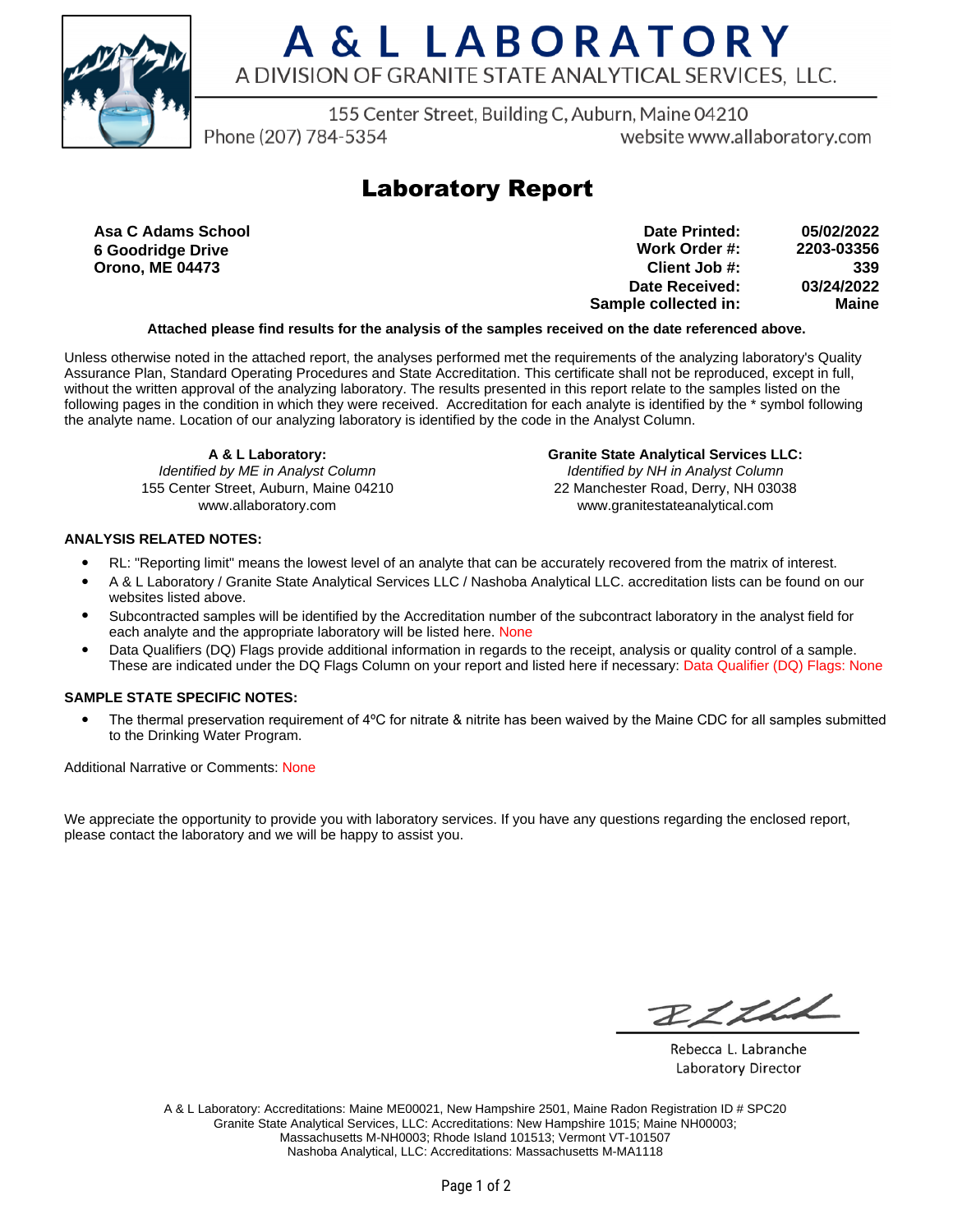# A & L LABORATORY

A DIVISION OF GRANITE STATE ANALYTICAL SERVICES, LLC.

155 Center Street, Building C, Auburn, Maine 04210
Phone (207) 784-5354 website www.allaboratory.com

## Laboratory Report

**Asa C Adams School**
**6 Goodridge Drive**
**Orono, ME 04473**

| | |
|---|---|
| **Date Printed:** | **05/02/2022** |
| **Work Order #:** | **2203-03356** |
| **Client Job #:** | **339** |
| **Date Received:** | **03/24/2022** |
| **Sample collected in:** | **Maine** |

**Attached please find results for the analysis of the samples received on the date referenced above.**

Unless otherwise noted in the attached report, the analyses performed met the requirements of the analyzing laboratory's Quality Assurance Plan, Standard Operating Procedures and State Accreditation. This certificate shall not be reproduced, except in full, without the written approval of the analyzing laboratory. The results presented in this report relate to the samples listed on the following pages in the condition in which they were received. Accreditation for each analyte is identified by the * symbol following the analyte name. Location of our analyzing laboratory is identified by the code in the Analyst Column.

**A & L Laboratory:**
*Identified by ME in Analyst Column*
155 Center Street, Auburn, Maine 04210
www.allaboratory.com

**Granite State Analytical Services LLC:**
*Identified by NH in Analyst Column*
22 Manchester Road, Derry, NH 03038
www.granitestateanalytical.com

**ANALYSIS RELATED NOTES:**

- RL: "Reporting limit" means the lowest level of an analyte that can be accurately recovered from the matrix of interest.
- A & L Laboratory / Granite State Analytical Services LLC / Nashoba Analytical LLC. accreditation lists can be found on our websites listed above.
- Subcontracted samples will be identified by the Accreditation number of the subcontract laboratory in the analyst field for each analyte and the appropriate laboratory will be listed here. None
- Data Qualifiers (DQ) Flags provide additional information in regards to the receipt, analysis or quality control of a sample. These are indicated under the DQ Flags Column on your report and listed here if necessary: Data Qualifier (DQ) Flags: None

**SAMPLE STATE SPECIFIC NOTES:**

- The thermal preservation requirement of 4ºC for nitrate & nitrite has been waived by the Maine CDC for all samples submitted to the Drinking Water Program.

Additional Narrative or Comments: None

We appreciate the opportunity to provide you with laboratory services. If you have any questions regarding the enclosed report, please contact the laboratory and we will be happy to assist you.

Rebecca L. Labranche
Laboratory Director

A & L Laboratory: Accreditations: Maine ME00021, New Hampshire 2501, Maine Radon Registration ID # SPC20
Granite State Analytical Services, LLC: Accreditations: New Hampshire 1015; Maine NH00003; Massachusetts M-NH0003; Rhode Island 101513; Vermont VT-101507
Nashoba Analytical, LLC: Accreditations: Massachusetts M-MA1118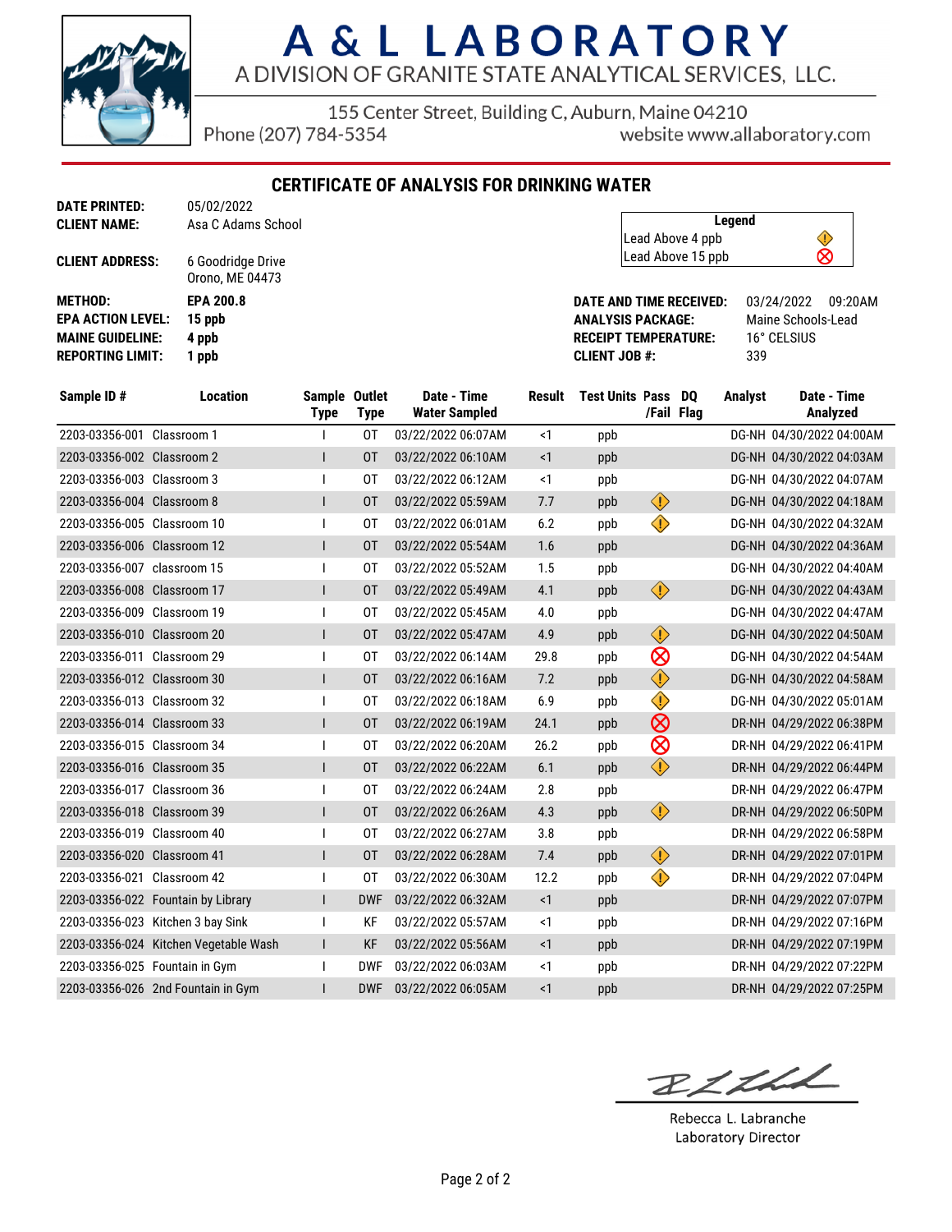# A & L LABORATORY

A DIVISION OF GRANITE STATE ANALYTICAL SERVICES, LLC.

155 Center Street, Building C, Auburn, Maine 04210

Phone (207) 784-5354 website www.allaboratory.com

## CERTIFICATE OF ANALYSIS FOR DRINKING WATER

**DATE PRINTED:** 05/02/2022
**CLIENT NAME:** Asa C Adams School
**CLIENT ADDRESS:** 6 Goodridge Drive, Orono, ME 04473
**METHOD:** EPA 200.8
**EPA ACTION LEVEL:** 15 ppb
**MAINE GUIDELINE:** 4 ppb
**REPORTING LIMIT:** 1 ppb

| Legend | |
|---|---|
| Lead Above 4 ppb | ⚠ |
| Lead Above 15 ppb | ⊗ |

**DATE AND TIME RECEIVED:** 03/24/2022 09:20AM
**ANALYSIS PACKAGE:** Maine Schools-Lead
**RECEIPT TEMPERATURE:** 16° CELSIUS
**CLIENT JOB #:** 339

| Sample ID # | Location | Sample Type | Outlet Type | Date - Time Water Sampled | Result | Test Units | Pass /Fail | DQ Flag | Analyst | Date - Time Analyzed |
|---|---|---|---|---|---|---|---|---|---|---|
| 2203-03356-001 | Classroom 1 | I | OT | 03/22/2022 06:07AM | <1 | ppb | | | DG-NH | 04/30/2022 04:00AM |
| 2203-03356-002 | Classroom 2 | I | OT | 03/22/2022 06:10AM | <1 | ppb | | | DG-NH | 04/30/2022 04:03AM |
| 2203-03356-003 | Classroom 3 | I | OT | 03/22/2022 06:12AM | <1 | ppb | | | DG-NH | 04/30/2022 04:07AM |
| 2203-03356-004 | Classroom 8 | I | OT | 03/22/2022 05:59AM | 7.7 | ppb | ⚠ | | DG-NH | 04/30/2022 04:18AM |
| 2203-03356-005 | Classroom 10 | I | OT | 03/22/2022 06:01AM | 6.2 | ppb | ⚠ | | DG-NH | 04/30/2022 04:32AM |
| 2203-03356-006 | Classroom 12 | I | OT | 03/22/2022 05:54AM | 1.6 | ppb | | | DG-NH | 04/30/2022 04:36AM |
| 2203-03356-007 | classroom 15 | I | OT | 03/22/2022 05:52AM | 1.5 | ppb | | | DG-NH | 04/30/2022 04:40AM |
| 2203-03356-008 | Classroom 17 | I | OT | 03/22/2022 05:49AM | 4.1 | ppb | ⚠ | | DG-NH | 04/30/2022 04:43AM |
| 2203-03356-009 | Classroom 19 | I | OT | 03/22/2022 05:45AM | 4.0 | ppb | | | DG-NH | 04/30/2022 04:47AM |
| 2203-03356-010 | Classroom 20 | I | OT | 03/22/2022 05:47AM | 4.9 | ppb | ⚠ | | DG-NH | 04/30/2022 04:50AM |
| 2203-03356-011 | Classroom 29 | I | OT | 03/22/2022 06:14AM | 29.8 | ppb | ⊗ | | DG-NH | 04/30/2022 04:54AM |
| 2203-03356-012 | Classroom 30 | I | OT | 03/22/2022 06:16AM | 7.2 | ppb | ⚠ | | DG-NH | 04/30/2022 04:58AM |
| 2203-03356-013 | Classroom 32 | I | OT | 03/22/2022 06:18AM | 6.9 | ppb | ⚠ | | DG-NH | 04/30/2022 05:01AM |
| 2203-03356-014 | Classroom 33 | I | OT | 03/22/2022 06:19AM | 24.1 | ppb | ⊗ | | DR-NH | 04/29/2022 06:38PM |
| 2203-03356-015 | Classroom 34 | I | OT | 03/22/2022 06:20AM | 26.2 | ppb | ⊗ | | DR-NH | 04/29/2022 06:41PM |
| 2203-03356-016 | Classroom 35 | I | OT | 03/22/2022 06:22AM | 6.1 | ppb | ⚠ | | DR-NH | 04/29/2022 06:44PM |
| 2203-03356-017 | Classroom 36 | I | OT | 03/22/2022 06:24AM | 2.8 | ppb | | | DR-NH | 04/29/2022 06:47PM |
| 2203-03356-018 | Classroom 39 | I | OT | 03/22/2022 06:26AM | 4.3 | ppb | ⚠ | | DR-NH | 04/29/2022 06:50PM |
| 2203-03356-019 | Classroom 40 | I | OT | 03/22/2022 06:27AM | 3.8 | ppb | | | DR-NH | 04/29/2022 06:58PM |
| 2203-03356-020 | Classroom 41 | I | OT | 03/22/2022 06:28AM | 7.4 | ppb | ⚠ | | DR-NH | 04/29/2022 07:01PM |
| 2203-03356-021 | Classroom 42 | I | OT | 03/22/2022 06:30AM | 12.2 | ppb | ⚠ | | DR-NH | 04/29/2022 07:04PM |
| 2203-03356-022 | Fountain by Library | I | DWF | 03/22/2022 06:32AM | <1 | ppb | | | DR-NH | 04/29/2022 07:07PM |
| 2203-03356-023 | Kitchen 3 bay Sink | I | KF | 03/22/2022 05:57AM | <1 | ppb | | | DR-NH | 04/29/2022 07:16PM |
| 2203-03356-024 | Kitchen Vegetable Wash | I | KF | 03/22/2022 05:56AM | <1 | ppb | | | DR-NH | 04/29/2022 07:19PM |
| 2203-03356-025 | Fountain in Gym | I | DWF | 03/22/2022 06:03AM | <1 | ppb | | | DR-NH | 04/29/2022 07:22PM |
| 2203-03356-026 | 2nd Fountain in Gym | I | DWF | 03/22/2022 06:05AM | <1 | ppb | | | DR-NH | 04/29/2022 07:25PM |

Rebecca L. Labranche
Laboratory Director